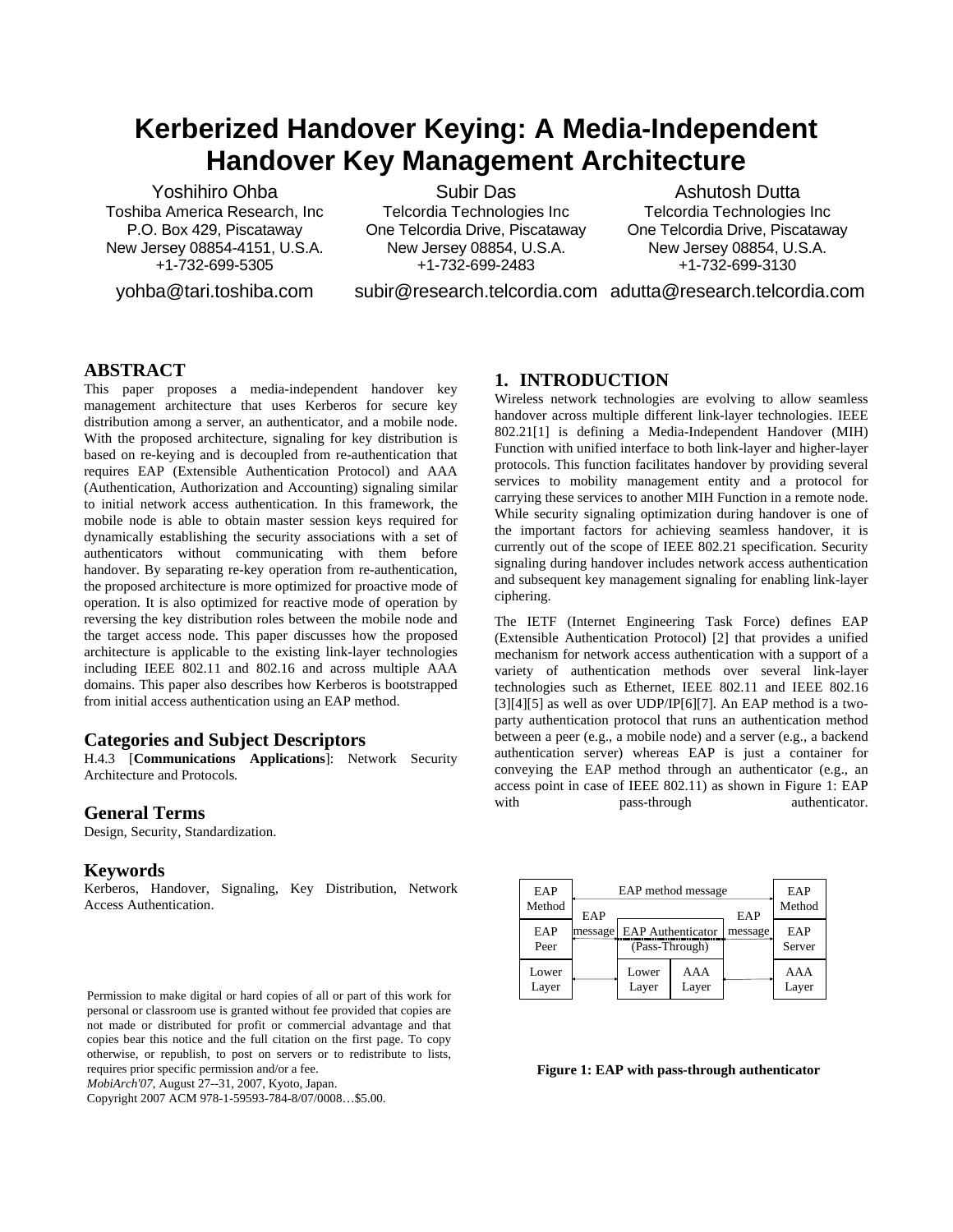# Kerberized Handover Keying: A Media-Independent Handover Key Management Architecture

Yoshihiro Ohba
Toshiba America Research, Inc
P.O. Box 429, Piscataway
New Jersey 08854-4151, U.S.A.
+1-732-699-5305
yohba@tari.toshiba.com

Subir Das
Telcordia Technologies Inc
One Telcordia Drive, Piscataway
New Jersey 08854, U.S.A.
+1-732-699-2483
subir@research.telcordia.com

Ashutosh Dutta
Telcordia Technologies Inc
One Telcordia Drive, Piscataway
New Jersey 08854, U.S.A.
+1-732-699-3130
adutta@research.telcordia.com

## ABSTRACT

This paper proposes a media-independent handover key management architecture that uses Kerberos for secure key distribution among a server, an authenticator, and a mobile node. With the proposed architecture, signaling for key distribution is based on re-keying and is decoupled from re-authentication that requires EAP (Extensible Authentication Protocol) and AAA (Authentication, Authorization and Accounting) signaling similar to initial network access authentication. In this framework, the mobile node is able to obtain master session keys required for dynamically establishing the security associations with a set of authenticators without communicating with them before handover. By separating re-key operation from re-authentication, the proposed architecture is more optimized for proactive mode of operation. It is also optimized for reactive mode of operation by reversing the key distribution roles between the mobile node and the target access node. This paper discusses how the proposed architecture is applicable to the existing link-layer technologies including IEEE 802.11 and 802.16 and across multiple AAA domains. This paper also describes how Kerberos is bootstrapped from initial access authentication using an EAP method.

### Categories and Subject Descriptors

H.4.3 [**Communications Applications**]: Network Security Architecture and Protocols.

### General Terms

Design, Security, Standardization.

### Keywords

Kerberos, Handover, Signaling, Key Distribution, Network Access Authentication.

Permission to make digital or hard copies of all or part of this work for personal or classroom use is granted without fee provided that copies are not made or distributed for profit or commercial advantage and that copies bear this notice and the full citation on the first page. To copy otherwise, or republish, to post on servers or to redistribute to lists, requires prior specific permission and/or a fee.
*MobiArch'07*, August 27--31, 2007, Kyoto, Japan.
Copyright 2007 ACM 978-1-59593-784-8/07/0008…$5.00.

## 1. INTRODUCTION

Wireless network technologies are evolving to allow seamless handover across multiple different link-layer technologies. IEEE 802.21[1] is defining a Media-Independent Handover (MIH) Function with unified interface to both link-layer and higher-layer protocols. This function facilitates handover by providing several services to mobility management entity and a protocol for carrying these services to another MIH Function in a remote node. While security signaling optimization during handover is one of the important factors for achieving seamless handover, it is currently out of the scope of IEEE 802.21 specification. Security signaling during handover includes network access authentication and subsequent key management signaling for enabling link-layer ciphering.

The IETF (Internet Engineering Task Force) defines EAP (Extensible Authentication Protocol) [2] that provides a unified mechanism for network access authentication with a support of a variety of authentication methods over several link-layer technologies such as Ethernet, IEEE 802.11 and IEEE 802.16 [3][4][5] as well as over UDP/IP[6][7]. An EAP method is a two-party authentication protocol that runs an authentication method between a peer (e.g., a mobile node) and a server (e.g., a backend authentication server) whereas EAP is just a container for conveying the EAP method through an authenticator (e.g., an access point in case of IEEE 802.11) as shown in Figure 1: EAP with pass-through authenticator.

| EAP Method | EAP method message | | | EAP Method |
|---|---|---|---|---|
| EAP Peer | EAP message | EAP Authenticator (Pass-Through) | EAP message | EAP Server |
| Lower Layer | | Lower Layer / AAA Layer | | AAA Layer |

**Figure 1: EAP with pass-through authenticator**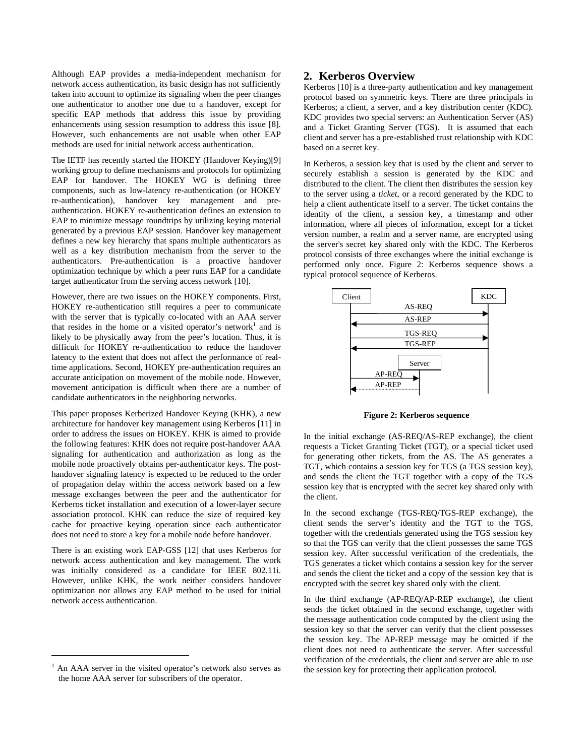Although EAP provides a media-independent mechanism for network access authentication, its basic design has not sufficiently taken into account to optimize its signaling when the peer changes one authenticator to another one due to a handover, except for specific EAP methods that address this issue by providing enhancements using session resumption to address this issue [8]. However, such enhancements are not usable when other EAP methods are used for initial network access authentication.

The IETF has recently started the HOKEY (Handover Keying)[9] working group to define mechanisms and protocols for optimizing EAP for handover. The HOKEY WG is defining three components, such as low-latency re-authentication (or HOKEY re-authentication), handover key management and pre-authentication. HOKEY re-authentication defines an extension to EAP to minimize message roundtrips by utilizing keying material generated by a previous EAP session. Handover key management defines a new key hierarchy that spans multiple authenticators as well as a key distribution mechanism from the server to the authenticators. Pre-authentication is a proactive handover optimization technique by which a peer runs EAP for a candidate target authenticator from the serving access network [10].

However, there are two issues on the HOKEY components. First, HOKEY re-authentication still requires a peer to communicate with the server that is typically co-located with an AAA server that resides in the home or a visited operator's network[1] and is likely to be physically away from the peer's location. Thus, it is difficult for HOKEY re-authentication to reduce the handover latency to the extent that does not affect the performance of real-time applications. Second, HOKEY pre-authentication requires an accurate anticipation on movement of the mobile node. However, movement anticipation is difficult when there are a number of candidate authenticators in the neighboring networks.

This paper proposes Kerberized Handover Keying (KHK), a new architecture for handover key management using Kerberos [11] in order to address the issues on HOKEY. KHK is aimed to provide the following features: KHK does not require post-handover AAA signaling for authentication and authorization as long as the mobile node proactively obtains per-authenticator keys. The post-handover signaling latency is expected to be reduced to the order of propagation delay within the access network based on a few message exchanges between the peer and the authenticator for Kerberos ticket installation and execution of a lower-layer secure association protocol. KHK can reduce the size of required key cache for proactive keying operation since each authenticator does not need to store a key for a mobile node before handover.

There is an existing work EAP-GSS [12] that uses Kerberos for network access authentication and key management. The work was initially considered as a candidate for IEEE 802.11i. However, unlike KHK, the work neither considers handover optimization nor allows any EAP method to be used for initial network access authentication.

[1] An AAA server in the visited operator's network also serves as the home AAA server for subscribers of the operator.

## 2. Kerberos Overview

Kerberos [10] is a three-party authentication and key management protocol based on symmetric keys. There are three principals in Kerberos; a client, a server, and a key distribution center (KDC). KDC provides two special servers: an Authentication Server (AS) and a Ticket Granting Server (TGS). It is assumed that each client and server has a pre-established trust relationship with KDC based on a secret key.

In Kerberos, a session key that is used by the client and server to securely establish a session is generated by the KDC and distributed to the client. The client then distributes the session key to the server using a *ticket*, or a record generated by the KDC to help a client authenticate itself to a server. The ticket contains the identity of the client, a session key, a timestamp and other information, where all pieces of information, except for a ticket version number, a realm and a server name, are encrypted using the server's secret key shared only with the KDC. The Kerberos protocol consists of three exchanges where the initial exchange is performed only once. Figure 2: Kerberos sequence shows a typical protocol sequence of Kerberos.

Client
KDC
AS-REQ
AS-REP
TGS-REQ
TGS-REP
Server
AP-REQ
AP-REP

**Figure 2: Kerberos sequence**

In the initial exchange (AS-REQ/AS-REP exchange), the client requests a Ticket Granting Ticket (TGT), or a special ticket used for generating other tickets, from the AS. The AS generates a TGT, which contains a session key for TGS (a TGS session key), and sends the client the TGT together with a copy of the TGS session key that is encrypted with the secret key shared only with the client.

In the second exchange (TGS-REQ/TGS-REP exchange), the client sends the server's identity and the TGT to the TGS, together with the credentials generated using the TGS session key so that the TGS can verify that the client possesses the same TGS session key. After successful verification of the credentials, the TGS generates a ticket which contains a session key for the server and sends the client the ticket and a copy of the session key that is encrypted with the secret key shared only with the client.

In the third exchange (AP-REQ/AP-REP exchange), the client sends the ticket obtained in the second exchange, together with the message authentication code computed by the client using the session key so that the server can verify that the client possesses the session key. The AP-REP message may be omitted if the client does not need to authenticate the server. After successful verification of the credentials, the client and server are able to use the session key for protecting their application protocol.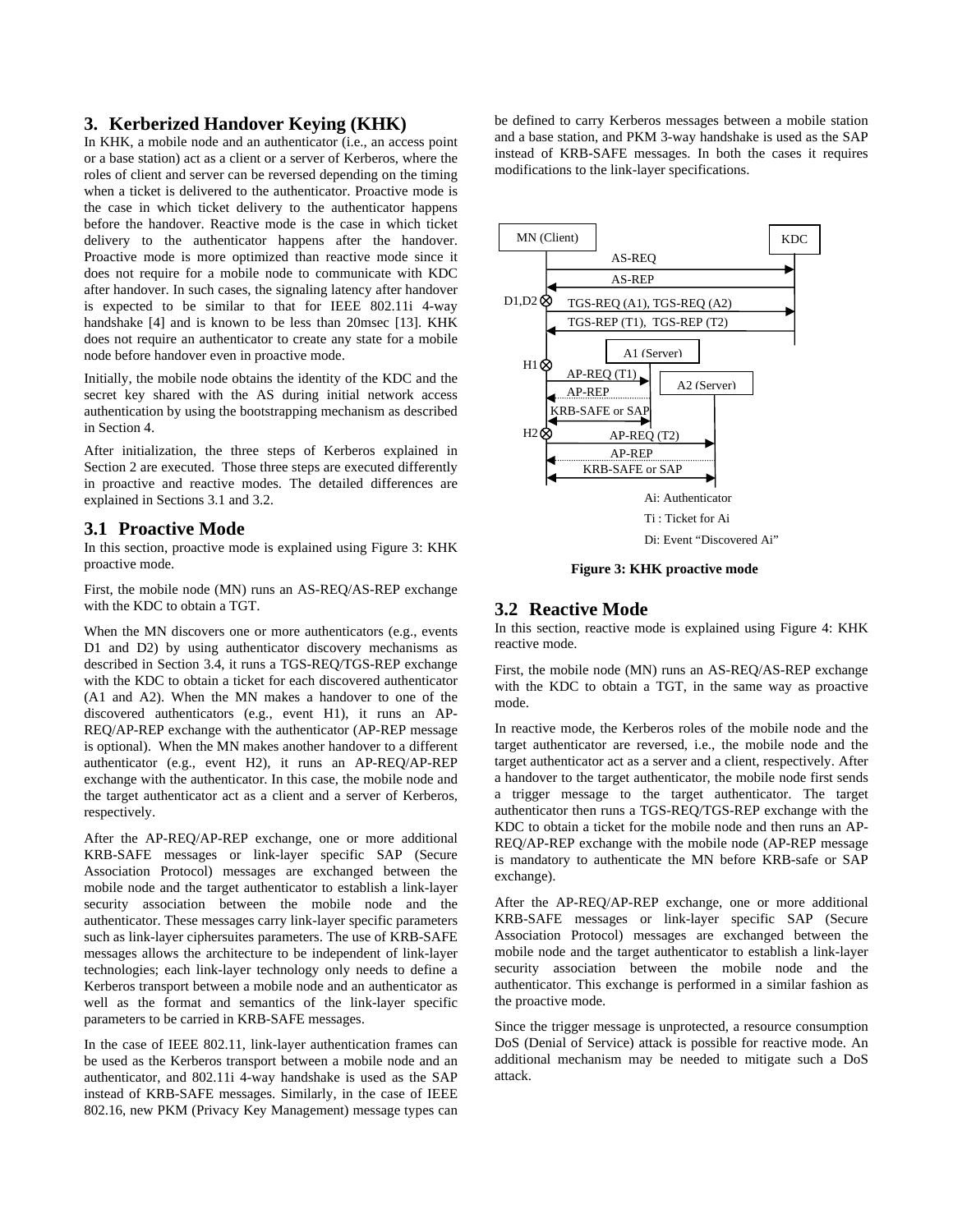## 3. Kerberized Handover Keying (KHK)

In KHK, a mobile node and an authenticator (i.e., an access point or a base station) act as a client or a server of Kerberos, where the roles of client and server can be reversed depending on the timing when a ticket is delivered to the authenticator. Proactive mode is the case in which ticket delivery to the authenticator happens before the handover. Reactive mode is the case in which ticket delivery to the authenticator happens after the handover. Proactive mode is more optimized than reactive mode since it does not require for a mobile node to communicate with KDC after handover. In such cases, the signaling latency after handover is expected to be similar to that for IEEE 802.11i 4-way handshake [4] and is known to be less than 20msec [13]. KHK does not require an authenticator to create any state for a mobile node before handover even in proactive mode.

Initially, the mobile node obtains the identity of the KDC and the secret key shared with the AS during initial network access authentication by using the bootstrapping mechanism as described in Section 4.

After initialization, the three steps of Kerberos explained in Section 2 are executed. Those three steps are executed differently in proactive and reactive modes. The detailed differences are explained in Sections 3.1 and 3.2.

### 3.1 Proactive Mode

In this section, proactive mode is explained using Figure 3: KHK proactive mode.

First, the mobile node (MN) runs an AS-REQ/AS-REP exchange with the KDC to obtain a TGT.

When the MN discovers one or more authenticators (e.g., events D1 and D2) by using authenticator discovery mechanisms as described in Section 3.4, it runs a TGS-REQ/TGS-REP exchange with the KDC to obtain a ticket for each discovered authenticator (A1 and A2). When the MN makes a handover to one of the discovered authenticators (e.g., event H1), it runs an AP-REQ/AP-REP exchange with the authenticator (AP-REP message is optional). When the MN makes another handover to a different authenticator (e.g., event H2), it runs an AP-REQ/AP-REP exchange with the authenticator. In this case, the mobile node and the target authenticator act as a client and a server of Kerberos, respectively.

After the AP-REQ/AP-REP exchange, one or more additional KRB-SAFE messages or link-layer specific SAP (Secure Association Protocol) messages are exchanged between the mobile node and the target authenticator to establish a link-layer security association between the mobile node and the authenticator. These messages carry link-layer specific parameters such as link-layer ciphersuites parameters. The use of KRB-SAFE messages allows the architecture to be independent of link-layer technologies; each link-layer technology only needs to define a Kerberos transport between a mobile node and an authenticator as well as the format and semantics of the link-layer specific parameters to be carried in KRB-SAFE messages.

In the case of IEEE 802.11, link-layer authentication frames can be used as the Kerberos transport between a mobile node and an authenticator, and 802.11i 4-way handshake is used as the SAP instead of KRB-SAFE messages. Similarly, in the case of IEEE 802.16, new PKM (Privacy Key Management) message types can be defined to carry Kerberos messages between a mobile station and a base station, and PKM 3-way handshake is used as the SAP instead of KRB-SAFE messages. In both the cases it requires modifications to the link-layer specifications.

MN (Client) | KDC | A1 (Server) | A2 (Server)

AS-REQ; AS-REP; D1,D2: TGS-REQ (A1), TGS-REQ (A2); TGS-REP (T1), TGS-REP (T2); H1: AP-REQ (T1); AP-REP; KRB-SAFE or SAP; H2: AP-REQ (T2); AP-REP; KRB-SAFE or SAP

Ai: Authenticator

Ti : Ticket for Ai

Di: Event "Discovered Ai"

**Figure 3: KHK proactive mode**

### 3.2 Reactive Mode

In this section, reactive mode is explained using Figure 4: KHK reactive mode.

First, the mobile node (MN) runs an AS-REQ/AS-REP exchange with the KDC to obtain a TGT, in the same way as proactive mode.

In reactive mode, the Kerberos roles of the mobile node and the target authenticator are reversed, i.e., the mobile node and the target authenticator act as a server and a client, respectively. After a handover to the target authenticator, the mobile node first sends a trigger message to the target authenticator. The target authenticator then runs a TGS-REQ/TGS-REP exchange with the KDC to obtain a ticket for the mobile node and then runs an AP-REQ/AP-REP exchange with the mobile node (AP-REP message is mandatory to authenticate the MN before KRB-safe or SAP exchange).

After the AP-REQ/AP-REP exchange, one or more additional KRB-SAFE messages or link-layer specific SAP (Secure Association Protocol) messages are exchanged between the mobile node and the target authenticator to establish a link-layer security association between the mobile node and the authenticator. This exchange is performed in a similar fashion as the proactive mode.

Since the trigger message is unprotected, a resource consumption DoS (Denial of Service) attack is possible for reactive mode. An additional mechanism may be needed to mitigate such a DoS attack.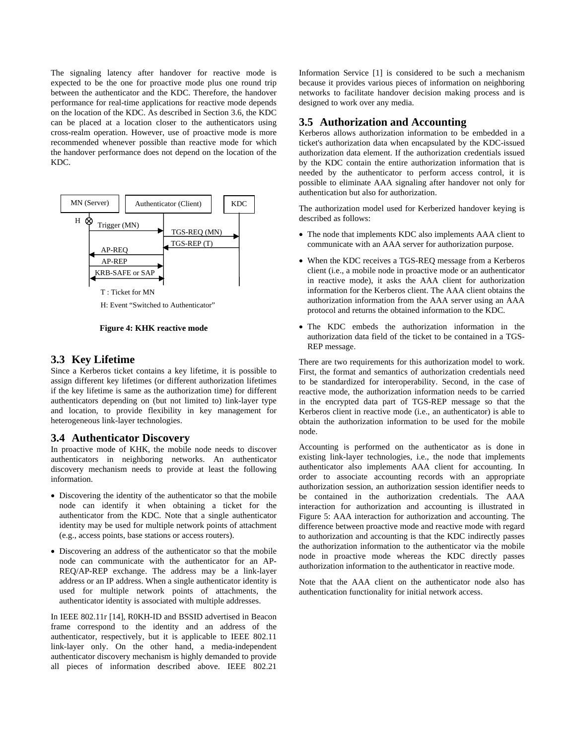The signaling latency after handover for reactive mode is expected to be the one for proactive mode plus one round trip between the authenticator and the KDC. Therefore, the handover performance for real-time applications for reactive mode depends on the location of the KDC. As described in Section 3.6, the KDC can be placed at a location closer to the authenticators using cross-realm operation. However, use of proactive mode is more recommended whenever possible than reactive mode for which the handover performance does not depend on the location of the KDC.

MN (Server) | Authenticator (Client) | KDC

H: Trigger (MN); TGS-REQ (MN); TGS-REP (T); AP-REQ; AP-REP; KRB-SAFE or SAP

T : Ticket for MN

H: Event "Switched to Authenticator"

**Figure 4: KHK reactive mode**

## 3.3 Key Lifetime

Since a Kerberos ticket contains a key lifetime, it is possible to assign different key lifetimes (or different authorization lifetimes if the key lifetime is same as the authorization time) for different authenticators depending on (but not limited to) link-layer type and location, to provide flexibility in key management for heterogeneous link-layer technologies.

## 3.4 Authenticator Discovery

In proactive mode of KHK, the mobile node needs to discover authenticators in neighboring networks. An authenticator discovery mechanism needs to provide at least the following information.

- Discovering the identity of the authenticator so that the mobile node can identify it when obtaining a ticket for the authenticator from the KDC. Note that a single authenticator identity may be used for multiple network points of attachment (e.g., access points, base stations or access routers).
- Discovering an address of the authenticator so that the mobile node can communicate with the authenticator for an AP-REQ/AP-REP exchange. The address may be a link-layer address or an IP address. When a single authenticator identity is used for multiple network points of attachments, the authenticator identity is associated with multiple addresses.

In IEEE 802.11r [14], R0KH-ID and BSSID advertised in Beacon frame correspond to the identity and an address of the authenticator, respectively, but it is applicable to IEEE 802.11 link-layer only. On the other hand, a media-independent authenticator discovery mechanism is highly demanded to provide all pieces of information described above. IEEE 802.21 Information Service [1] is considered to be such a mechanism because it provides various pieces of information on neighboring networks to facilitate handover decision making process and is designed to work over any media.

## 3.5 Authorization and Accounting

Kerberos allows authorization information to be embedded in a ticket's authorization data when encapsulated by the KDC-issued authorization data element. If the authorization credentials issued by the KDC contain the entire authorization information that is needed by the authenticator to perform access control, it is possible to eliminate AAA signaling after handover not only for authentication but also for authorization.

The authorization model used for Kerberized handover keying is described as follows:

- The node that implements KDC also implements AAA client to communicate with an AAA server for authorization purpose.
- When the KDC receives a TGS-REQ message from a Kerberos client (i.e., a mobile node in proactive mode or an authenticator in reactive mode), it asks the AAA client for authorization information for the Kerberos client. The AAA client obtains the authorization information from the AAA server using an AAA protocol and returns the obtained information to the KDC.
- The KDC embeds the authorization information in the authorization data field of the ticket to be contained in a TGS-REP message.

There are two requirements for this authorization model to work. First, the format and semantics of authorization credentials need to be standardized for interoperability. Second, in the case of reactive mode, the authorization information needs to be carried in the encrypted data part of TGS-REP message so that the Kerberos client in reactive mode (i.e., an authenticator) is able to obtain the authorization information to be used for the mobile node.

Accounting is performed on the authenticator as is done in existing link-layer technologies, i.e., the node that implements authenticator also implements AAA client for accounting. In order to associate accounting records with an appropriate authorization session, an authorization session identifier needs to be contained in the authorization credentials. The AAA interaction for authorization and accounting is illustrated in Figure 5: AAA interaction for authorization and accounting. The difference between proactive mode and reactive mode with regard to authorization and accounting is that the KDC indirectly passes the authorization information to the authenticator via the mobile node in proactive mode whereas the KDC directly passes authorization information to the authenticator in reactive mode.

Note that the AAA client on the authenticator node also has authentication functionality for initial network access.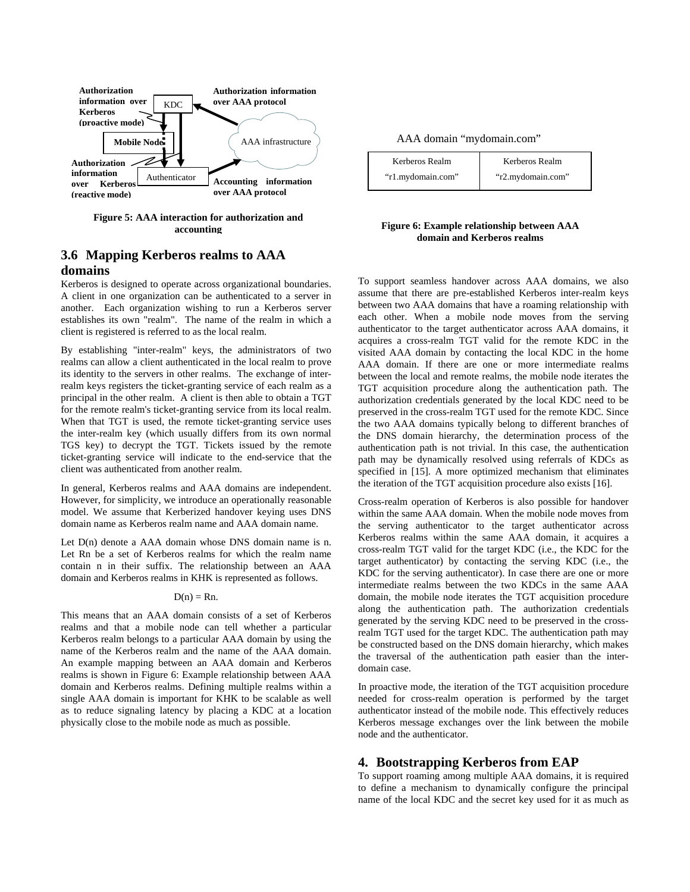Authorization information over Kerberos (proactive mode)

Authorization information over AAA protocol

KDC

Mobile Node

AAA infrastructure

Authorization information over Kerberos (reactive mode)

Authenticator

Accounting information over AAA protocol

**Figure 5: AAA interaction for authorization and accounting**

## 3.6 Mapping Kerberos realms to AAA domains

Kerberos is designed to operate across organizational boundaries. A client in one organization can be authenticated to a server in another. Each organization wishing to run a Kerberos server establishes its own "realm". The name of the realm in which a client is registered is referred to as the local realm.

By establishing "inter-realm" keys, the administrators of two realms can allow a client authenticated in the local realm to prove its identity to the servers in other realms. The exchange of inter-realm keys registers the ticket-granting service of each realm as a principal in the other realm. A client is then able to obtain a TGT for the remote realm's ticket-granting service from its local realm. When that TGT is used, the remote ticket-granting service uses the inter-realm key (which usually differs from its own normal TGS key) to decrypt the TGT. Tickets issued by the remote ticket-granting service will indicate to the end-service that the client was authenticated from another realm.

In general, Kerberos realms and AAA domains are independent. However, for simplicity, we introduce an operationally reasonable model. We assume that Kerberized handover keying uses DNS domain name as Kerberos realm name and AAA domain name.

Let D(n) denote a AAA domain whose DNS domain name is n. Let Rn be a set of Kerberos realms for which the realm name contain n in their suffix. The relationship between an AAA domain and Kerberos realms in KHK is represented as follows.

$$D(n) = Rn.$$

This means that an AAA domain consists of a set of Kerberos realms and that a mobile node can tell whether a particular Kerberos realm belongs to a particular AAA domain by using the name of the Kerberos realm and the name of the AAA domain. An example mapping between an AAA domain and Kerberos realms is shown in Figure 6: Example relationship between AAA domain and Kerberos realms. Defining multiple realms within a single AAA domain is important for KHK to be scalable as well as to reduce signaling latency by placing a KDC at a location physically close to the mobile node as much as possible.

AAA domain “mydomain.com”

| Kerberos Realm “r1.mydomain.com” | Kerberos Realm “r2.mydomain.com” |
|---|---|

**Figure 6: Example relationship between AAA domain and Kerberos realms**

To support seamless handover across AAA domains, we also assume that there are pre-established Kerberos inter-realm keys between two AAA domains that have a roaming relationship with each other. When a mobile node moves from the serving authenticator to the target authenticator across AAA domains, it acquires a cross-realm TGT valid for the remote KDC in the visited AAA domain by contacting the local KDC in the home AAA domain. If there are one or more intermediate realms between the local and remote realms, the mobile node iterates the TGT acquisition procedure along the authentication path. The authorization credentials generated by the local KDC need to be preserved in the cross-realm TGT used for the remote KDC. Since the two AAA domains typically belong to different branches of the DNS domain hierarchy, the determination process of the authentication path is not trivial. In this case, the authentication path may be dynamically resolved using referrals of KDCs as specified in [15]. A more optimized mechanism that eliminates the iteration of the TGT acquisition procedure also exists [16].

Cross-realm operation of Kerberos is also possible for handover within the same AAA domain. When the mobile node moves from the serving authenticator to the target authenticator across Kerberos realms within the same AAA domain, it acquires a cross-realm TGT valid for the target KDC (i.e., the KDC for the target authenticator) by contacting the serving KDC (i.e., the KDC for the serving authenticator). In case there are one or more intermediate realms between the two KDCs in the same AAA domain, the mobile node iterates the TGT acquisition procedure along the authentication path. The authorization credentials generated by the serving KDC need to be preserved in the cross-realm TGT used for the target KDC. The authentication path may be constructed based on the DNS domain hierarchy, which makes the traversal of the authentication path easier than the inter-domain case.

In proactive mode, the iteration of the TGT acquisition procedure needed for cross-realm operation is performed by the target authenticator instead of the mobile node. This effectively reduces Kerberos message exchanges over the link between the mobile node and the authenticator.

# 4. Bootstrapping Kerberos from EAP

To support roaming among multiple AAA domains, it is required to define a mechanism to dynamically configure the principal name of the local KDC and the secret key used for it as much as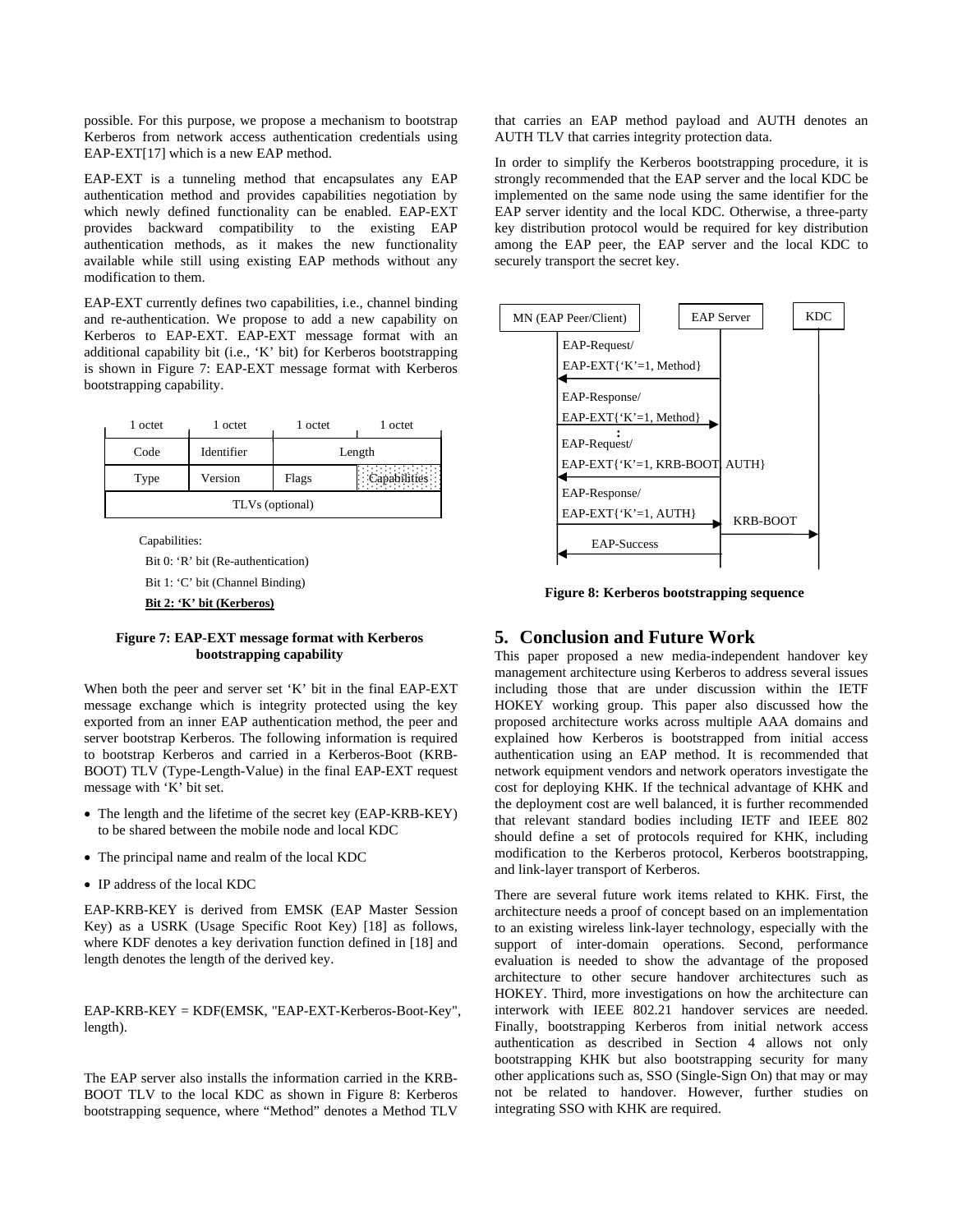possible. For this purpose, we propose a mechanism to bootstrap Kerberos from network access authentication credentials using EAP-EXT[17] which is a new EAP method.

EAP-EXT is a tunneling method that encapsulates any EAP authentication method and provides capabilities negotiation by which newly defined functionality can be enabled. EAP-EXT provides backward compatibility to the existing EAP authentication methods, as it makes the new functionality available while still using existing EAP methods without any modification to them.

EAP-EXT currently defines two capabilities, i.e., channel binding and re-authentication. We propose to add a new capability on Kerberos to EAP-EXT. EAP-EXT message format with an additional capability bit (i.e., 'K' bit) for Kerberos bootstrapping is shown in Figure 7: EAP-EXT message format with Kerberos bootstrapping capability.

| 1 octet | 1 octet | 1 octet | 1 octet |
|---|---|---|---|
| Code | Identifier | Length | |
| Type | Version | Flags | Capabilities |
| TLVs (optional) | | | |

Capabilities:

Bit 0: 'R' bit (Re-authentication)

Bit 1: 'C' bit (Channel Binding)

**Bit 2: 'K' bit (Kerberos)**

**Figure 7: EAP-EXT message format with Kerberos bootstrapping capability**

When both the peer and server set 'K' bit in the final EAP-EXT message exchange which is integrity protected using the key exported from an inner EAP authentication method, the peer and server bootstrap Kerberos. The following information is required to bootstrap Kerberos and carried in a Kerberos-Boot (KRB-BOOT) TLV (Type-Length-Value) in the final EAP-EXT request message with 'K' bit set.

- The length and the lifetime of the secret key (EAP-KRB-KEY) to be shared between the mobile node and local KDC
- The principal name and realm of the local KDC
- IP address of the local KDC

EAP-KRB-KEY is derived from EMSK (EAP Master Session Key) as a USRK (Usage Specific Root Key) [18] as follows, where KDF denotes a key derivation function defined in [18] and length denotes the length of the derived key.

EAP-KRB-KEY = KDF(EMSK, "EAP-EXT-Kerberos-Boot-Key", length).

The EAP server also installs the information carried in the KRB-BOOT TLV to the local KDC as shown in Figure 8: Kerberos bootstrapping sequence, where "Method" denotes a Method TLV that carries an EAP method payload and AUTH denotes an AUTH TLV that carries integrity protection data.

In order to simplify the Kerberos bootstrapping procedure, it is strongly recommended that the EAP server and the local KDC be implemented on the same node using the same identifier for the EAP server identity and the local KDC. Otherwise, a three-party key distribution protocol would be required for key distribution among the EAP peer, the EAP server and the local KDC to securely transport the secret key.

MN (EAP Peer/Client) | EAP Server | KDC

EAP-Request/ EAP-EXT{'K'=1, Method}

EAP-Response/ EAP-EXT{'K'=1, Method}

:

EAP-Request/ EAP-EXT{'K'=1, KRB-BOOT, AUTH}

EAP-Response/ EAP-EXT{'K'=1, AUTH}

KRB-BOOT

EAP-Success

**Figure 8: Kerberos bootstrapping sequence**

## 5. Conclusion and Future Work

This paper proposed a new media-independent handover key management architecture using Kerberos to address several issues including those that are under discussion within the IETF HOKEY working group. This paper also discussed how the proposed architecture works across multiple AAA domains and explained how Kerberos is bootstrapped from initial access authentication using an EAP method. It is recommended that network equipment vendors and network operators investigate the cost for deploying KHK. If the technical advantage of KHK and the deployment cost are well balanced, it is further recommended that relevant standard bodies including IETF and IEEE 802 should define a set of protocols required for KHK, including modification to the Kerberos protocol, Kerberos bootstrapping, and link-layer transport of Kerberos.

There are several future work items related to KHK. First, the architecture needs a proof of concept based on an implementation to an existing wireless link-layer technology, especially with the support of inter-domain operations. Second, performance evaluation is needed to show the advantage of the proposed architecture to other secure handover architectures such as HOKEY. Third, more investigations on how the architecture can interwork with IEEE 802.21 handover services are needed. Finally, bootstrapping Kerberos from initial network access authentication as described in Section 4 allows not only bootstrapping KHK but also bootstrapping security for many other applications such as, SSO (Single-Sign On) that may or may not be related to handover. However, further studies on integrating SSO with KHK are required.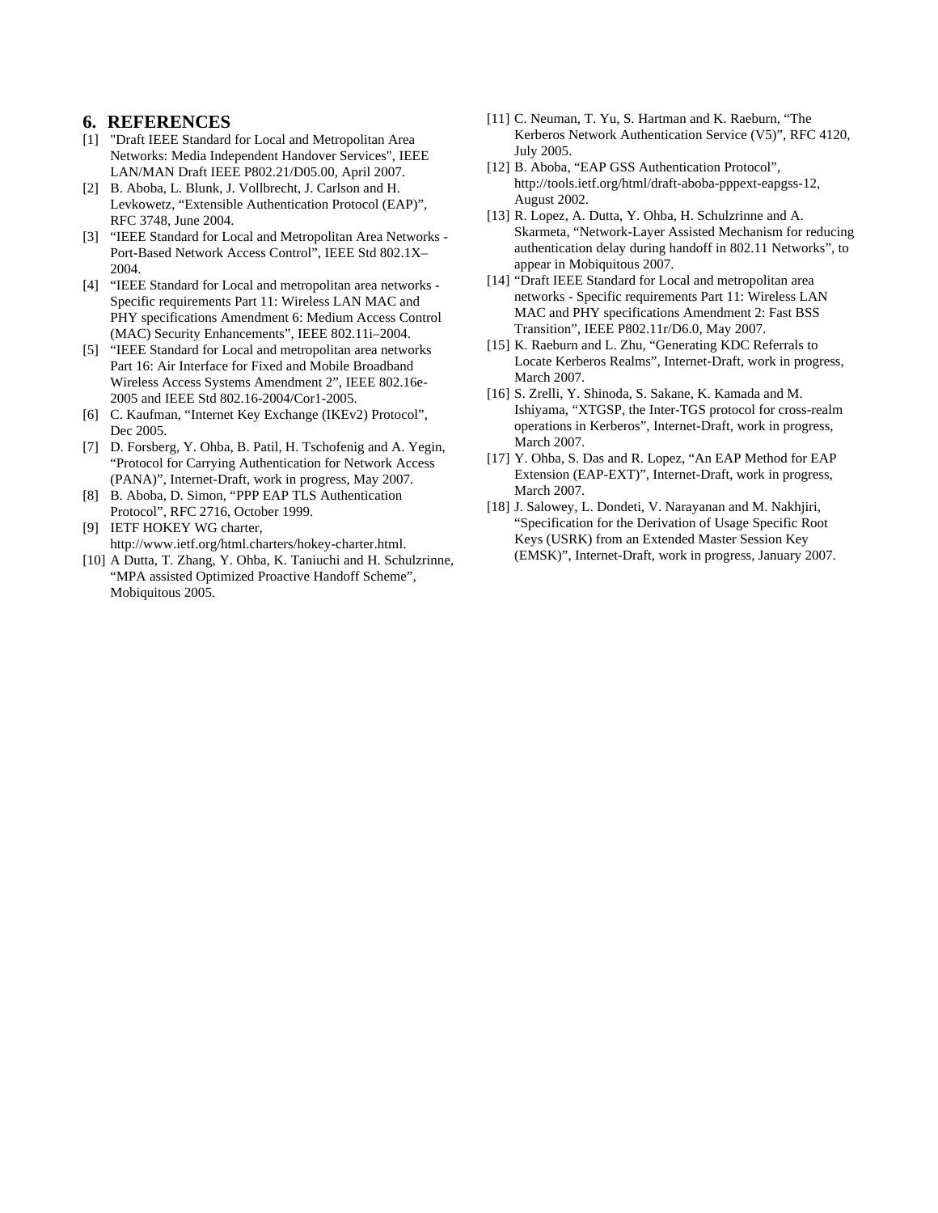## 6. REFERENCES

[1] "Draft IEEE Standard for Local and Metropolitan Area Networks: Media Independent Handover Services", IEEE LAN/MAN Draft IEEE P802.21/D05.00, April 2007.

[2] B. Aboba, L. Blunk, J. Vollbrecht, J. Carlson and H. Levkowetz, "Extensible Authentication Protocol (EAP)", RFC 3748, June 2004.

[3] "IEEE Standard for Local and Metropolitan Area Networks - Port-Based Network Access Control", IEEE Std 802.1X–2004.

[4] "IEEE Standard for Local and metropolitan area networks - Specific requirements Part 11: Wireless LAN MAC and PHY specifications Amendment 6: Medium Access Control (MAC) Security Enhancements", IEEE 802.11i–2004.

[5] "IEEE Standard for Local and metropolitan area networks Part 16: Air Interface for Fixed and Mobile Broadband Wireless Access Systems Amendment 2", IEEE 802.16e-2005 and IEEE Std 802.16-2004/Cor1-2005.

[6] C. Kaufman, "Internet Key Exchange (IKEv2) Protocol", Dec 2005.

[7] D. Forsberg, Y. Ohba, B. Patil, H. Tschofenig and A. Yegin, "Protocol for Carrying Authentication for Network Access (PANA)", Internet-Draft, work in progress, May 2007.

[8] B. Aboba, D. Simon, "PPP EAP TLS Authentication Protocol", RFC 2716, October 1999.

[9] IETF HOKEY WG charter, http://www.ietf.org/html.charters/hokey-charter.html.

[10] A Dutta, T. Zhang, Y. Ohba, K. Taniuchi and H. Schulzrinne, "MPA assisted Optimized Proactive Handoff Scheme", Mobiquitous 2005.

[11] C. Neuman, T. Yu, S. Hartman and K. Raeburn, "The Kerberos Network Authentication Service (V5)", RFC 4120, July 2005.

[12] B. Aboba, "EAP GSS Authentication Protocol", http://tools.ietf.org/html/draft-aboba-pppext-eapgss-12, August 2002.

[13] R. Lopez, A. Dutta, Y. Ohba, H. Schulzrinne and A. Skarmeta, "Network-Layer Assisted Mechanism for reducing authentication delay during handoff in 802.11 Networks", to appear in Mobiquitous 2007.

[14] "Draft IEEE Standard for Local and metropolitan area networks - Specific requirements Part 11: Wireless LAN MAC and PHY specifications Amendment 2: Fast BSS Transition", IEEE P802.11r/D6.0, May 2007.

[15] K. Raeburn and L. Zhu, "Generating KDC Referrals to Locate Kerberos Realms", Internet-Draft, work in progress, March 2007.

[16] S. Zrelli, Y. Shinoda, S. Sakane, K. Kamada and M. Ishiyama, "XTGSP, the Inter-TGS protocol for cross-realm operations in Kerberos", Internet-Draft, work in progress, March 2007.

[17] Y. Ohba, S. Das and R. Lopez, "An EAP Method for EAP Extension (EAP-EXT)", Internet-Draft, work in progress, March 2007.

[18] J. Salowey, L. Dondeti, V. Narayanan and M. Nakhjiri, "Specification for the Derivation of Usage Specific Root Keys (USRK) from an Extended Master Session Key (EMSK)", Internet-Draft, work in progress, January 2007.